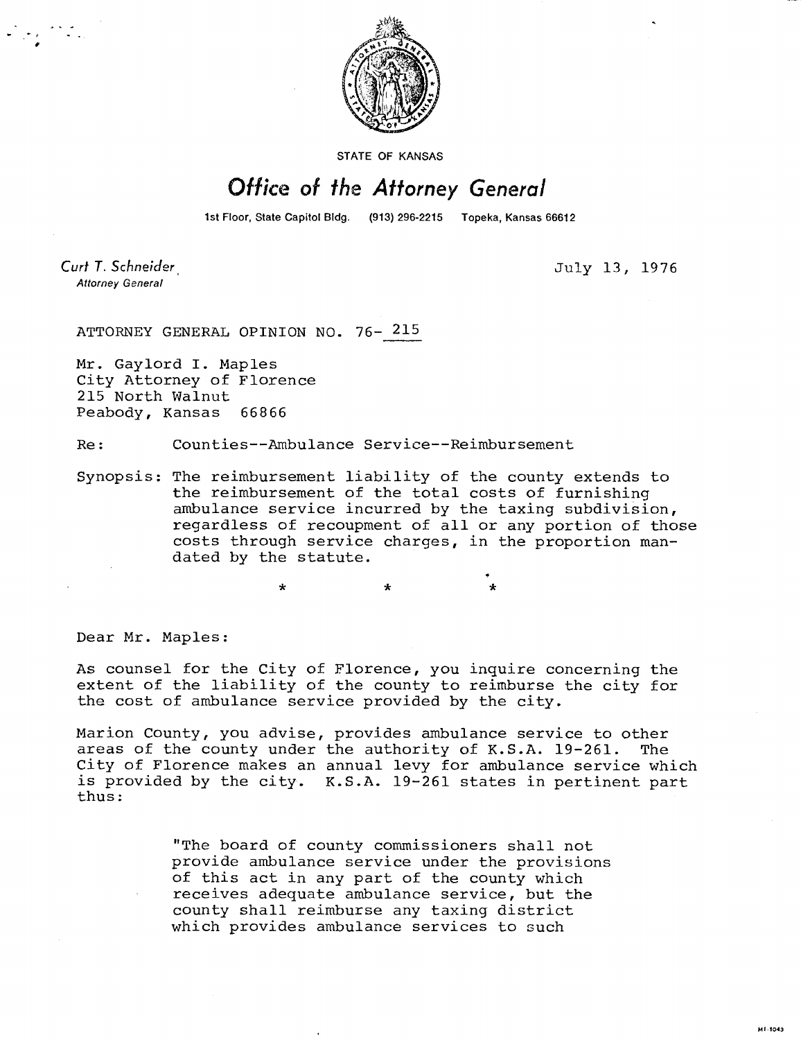STATE OF KANSAS

# Office of the Attorney General

1st Floor, State Capitol Bldg. (913) 296-2215 Topeka, Kansas 66612

Curt T. Schneider
*Attorney General*

July 13, 1976

ATTORNEY GENERAL OPINION NO. 76- 215

Mr. Gaylord I. Maples
City Attorney of Florence
215 North Walnut
Peabody, Kansas 66866

Re: Counties--Ambulance Service--Reimbursement

Synopsis: The reimbursement liability of the county extends to the reimbursement of the total costs of furnishing ambulance service incurred by the taxing subdivision, regardless of recoupment of all or any portion of those costs through service charges, in the proportion mandated by the statute.

\* \* \*

Dear Mr. Maples:

As counsel for the City of Florence, you inquire concerning the extent of the liability of the county to reimburse the city for the cost of ambulance service provided by the city.

Marion County, you advise, provides ambulance service to other areas of the county under the authority of K.S.A. 19-261. The City of Florence makes an annual levy for ambulance service which is provided by the city. K.S.A. 19-261 states in pertinent part thus:

> "The board of county commissioners shall not provide ambulance service under the provisions of this act in any part of the county which receives adequate ambulance service, but the county shall reimburse any taxing district which provides ambulance services to such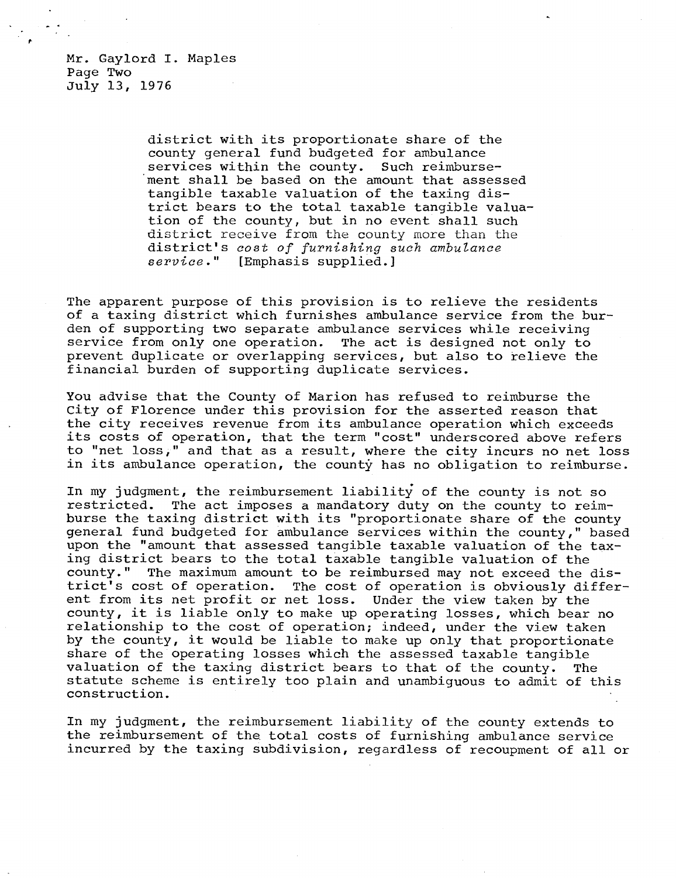Mr. Gaylord I. Maples
Page Two
July 13, 1976

> district with its proportionate share of the county general fund budgeted for ambulance services within the county. Such reimbursement shall be based on the amount that assessed tangible taxable valuation of the taxing district bears to the total taxable tangible valuation of the county, but in no event shall such district receive from the county more than the district's *cost of furnishing such ambulance service*." [Emphasis supplied.]

The apparent purpose of this provision is to relieve the residents of a taxing district which furnishes ambulance service from the burden of supporting two separate ambulance services while receiving service from only one operation. The act is designed not only to prevent duplicate or overlapping services, but also to relieve the financial burden of supporting duplicate services.

You advise that the County of Marion has refused to reimburse the City of Florence under this provision for the asserted reason that the city receives revenue from its ambulance operation which exceeds its costs of operation, that the term "cost" underscored above refers to "net loss," and that as a result, where the city incurs no net loss in its ambulance operation, the county has no obligation to reimburse.

In my judgment, the reimbursement liability of the county is not so restricted. The act imposes a mandatory duty on the county to reimburse the taxing district with its "proportionate share of the county general fund budgeted for ambulance services within the county," based upon the "amount that assessed tangible taxable valuation of the taxing district bears to the total taxable tangible valuation of the county." The maximum amount to be reimbursed may not exceed the district's cost of operation. The cost of operation is obviously different from its net profit or net loss. Under the view taken by the county, it is liable only to make up operating losses, which bear no relationship to the cost of operation; indeed, under the view taken by the county, it would be liable to make up only that proportionate share of the operating losses which the assessed taxable tangible valuation of the taxing district bears to that of the county. The statute scheme is entirely too plain and unambiguous to admit of this construction.

In my judgment, the reimbursement liability of the county extends to the reimbursement of the total costs of furnishing ambulance service incurred by the taxing subdivision, regardless of recoupment of all or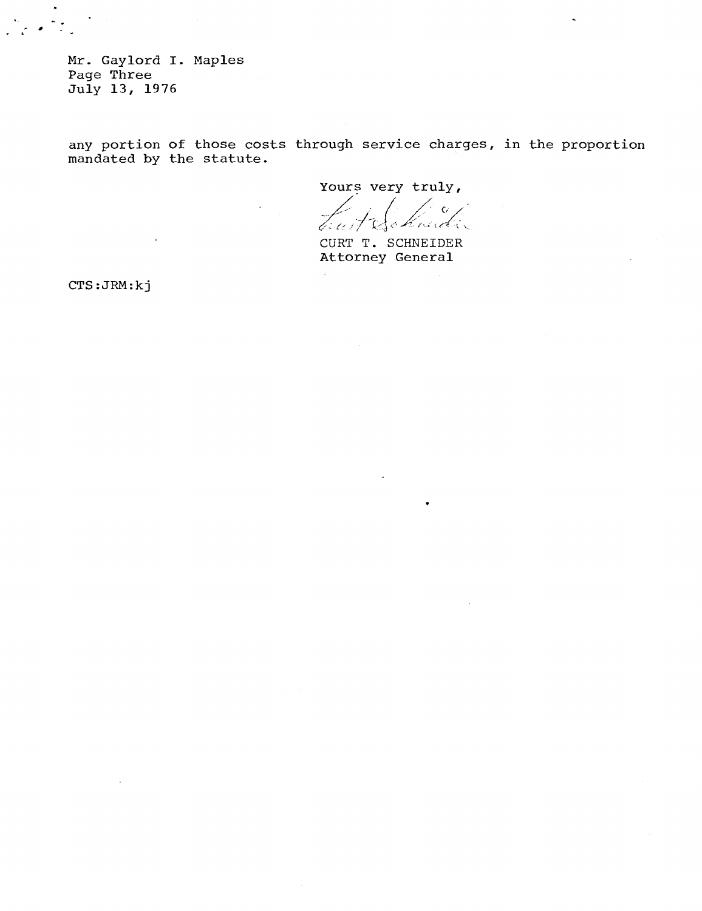Mr. Gaylord I. Maples
Page Three
July 13, 1976

any portion of those costs through service charges, in the proportion mandated by the statute.

Yours very truly,

CURT T. SCHNEIDER
Attorney General

CTS:JRM:kj